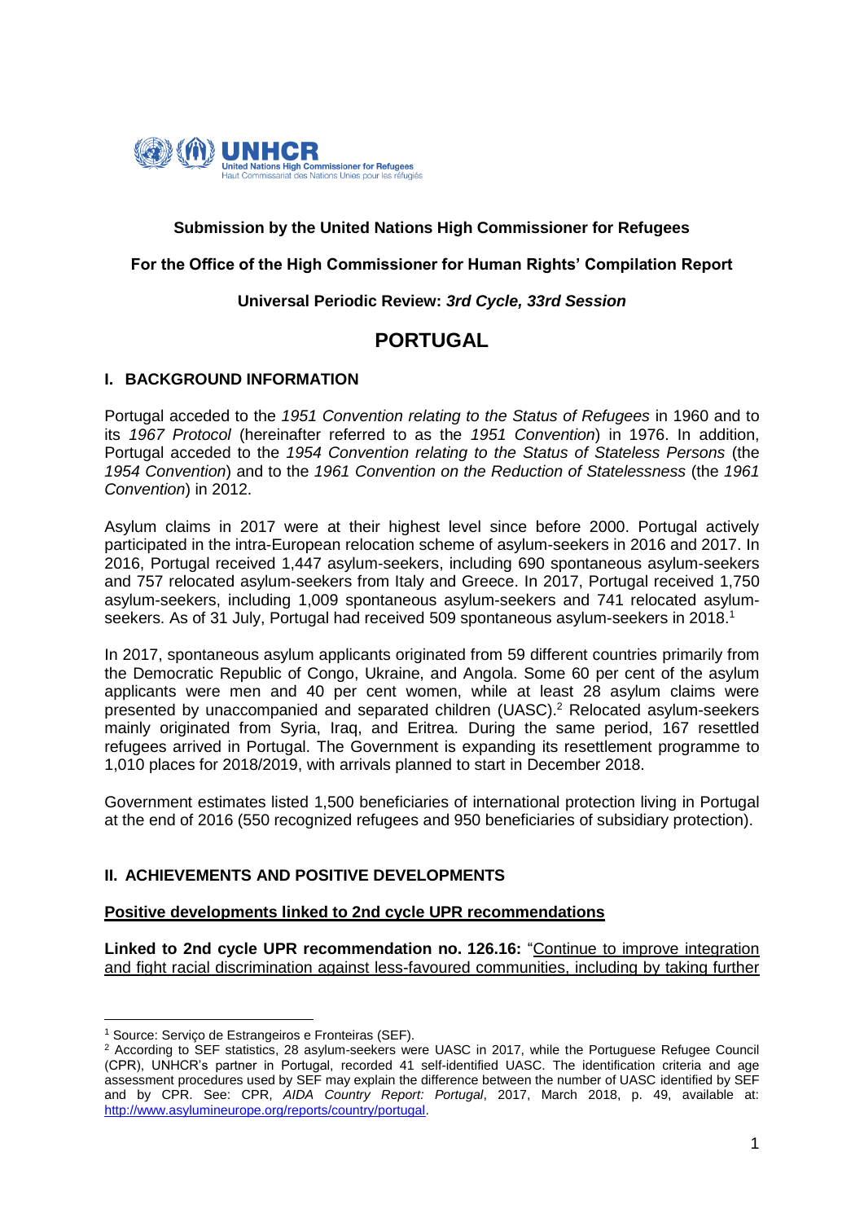**Submission by the United Nations High Commissioner for Refugees**

**For the Office of the High Commissioner for Human Rights' Compilation Report**

**Universal Periodic Review: *3rd Cycle, 33rd Session***

# PORTUGAL

## I. BACKGROUND INFORMATION

Portugal acceded to the *1951 Convention relating to the Status of Refugees* in 1960 and to its *1967 Protocol* (hereinafter referred to as the *1951 Convention*) in 1976. In addition, Portugal acceded to the *1954 Convention relating to the Status of Stateless Persons* (the *1954 Convention*) and to the *1961 Convention on the Reduction of Statelessness* (the *1961 Convention*) in 2012.

Asylum claims in 2017 were at their highest level since before 2000. Portugal actively participated in the intra-European relocation scheme of asylum-seekers in 2016 and 2017. In 2016, Portugal received 1,447 asylum-seekers, including 690 spontaneous asylum-seekers and 757 relocated asylum-seekers from Italy and Greece. In 2017, Portugal received 1,750 asylum-seekers, including 1,009 spontaneous asylum-seekers and 741 relocated asylum-seekers. As of 31 July, Portugal had received 509 spontaneous asylum-seekers in 2018.[1]

In 2017, spontaneous asylum applicants originated from 59 different countries primarily from the Democratic Republic of Congo, Ukraine, and Angola. Some 60 per cent of the asylum applicants were men and 40 per cent women, while at least 28 asylum claims were presented by unaccompanied and separated children (UASC).[2] Relocated asylum-seekers mainly originated from Syria, Iraq, and Eritrea. During the same period, 167 resettled refugees arrived in Portugal. The Government is expanding its resettlement programme to 1,010 places for 2018/2019, with arrivals planned to start in December 2018.

Government estimates listed 1,500 beneficiaries of international protection living in Portugal at the end of 2016 (550 recognized refugees and 950 beneficiaries of subsidiary protection).

## II. ACHIEVEMENTS AND POSITIVE DEVELOPMENTS

### Positive developments linked to 2nd cycle UPR recommendations

**Linked to 2nd cycle UPR recommendation no. 126.16:** "Continue to improve integration and fight racial discrimination against less-favoured communities, including by taking further

---

[1] Source: Serviço de Estrangeiros e Fronteiras (SEF).

[2] According to SEF statistics, 28 asylum-seekers were UASC in 2017, while the Portuguese Refugee Council (CPR), UNHCR's partner in Portugal, recorded 41 self-identified UASC. The identification criteria and age assessment procedures used by SEF may explain the difference between the number of UASC identified by SEF and by CPR. See: CPR, *AIDA Country Report: Portugal*, 2017, March 2018, p. 49, available at: http://www.asylumineurope.org/reports/country/portugal.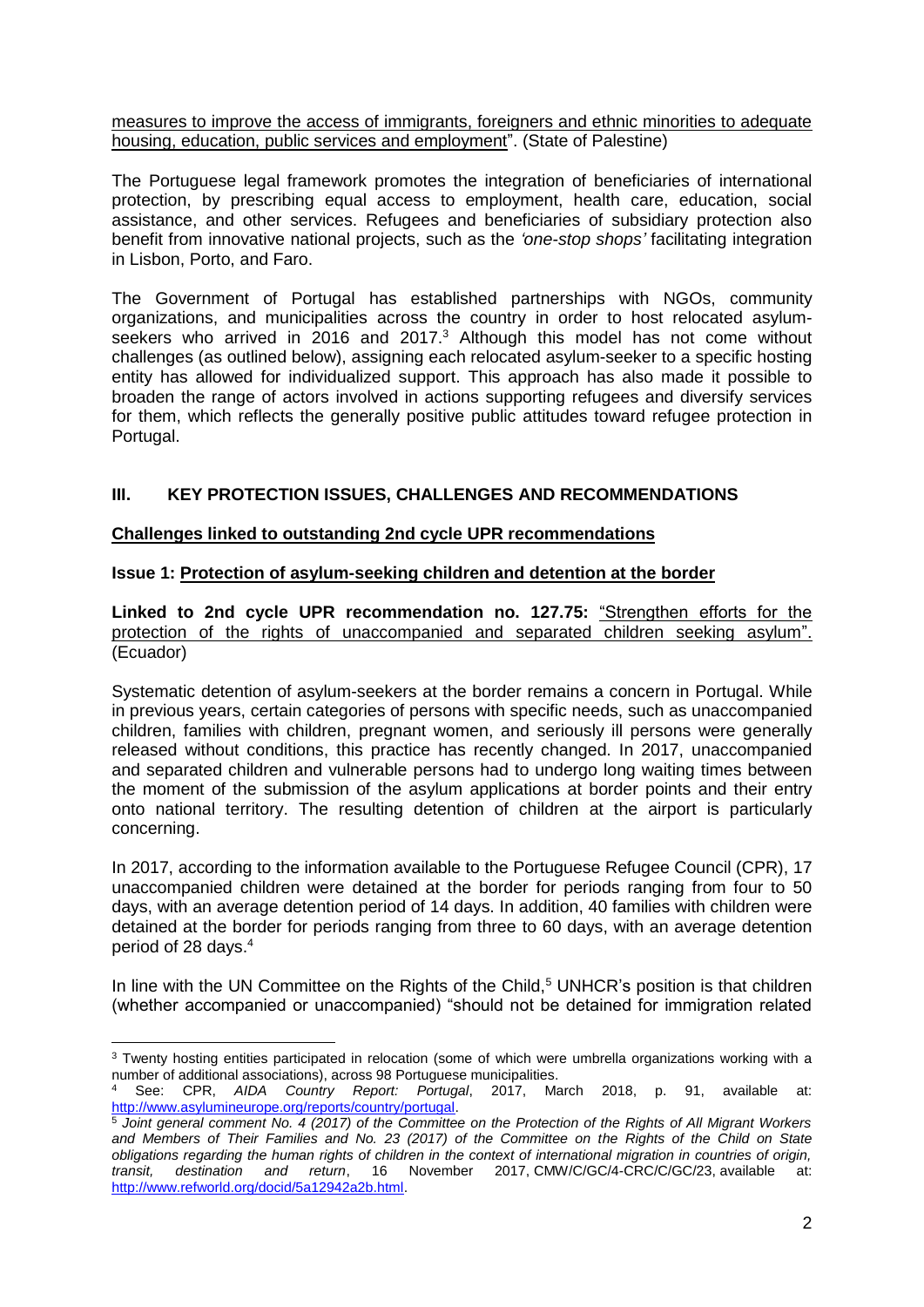measures to improve the access of immigrants, foreigners and ethnic minorities to adequate housing, education, public services and employment". (State of Palestine)

The Portuguese legal framework promotes the integration of beneficiaries of international protection, by prescribing equal access to employment, health care, education, social assistance, and other services. Refugees and beneficiaries of subsidiary protection also benefit from innovative national projects, such as the *'one-stop shops'* facilitating integration in Lisbon, Porto, and Faro.

The Government of Portugal has established partnerships with NGOs, community organizations, and municipalities across the country in order to host relocated asylum-seekers who arrived in 2016 and 2017.[3] Although this model has not come without challenges (as outlined below), assigning each relocated asylum-seeker to a specific hosting entity has allowed for individualized support. This approach has also made it possible to broaden the range of actors involved in actions supporting refugees and diversify services for them, which reflects the generally positive public attitudes toward refugee protection in Portugal.

## III. KEY PROTECTION ISSUES, CHALLENGES AND RECOMMENDATIONS

### Challenges linked to outstanding 2nd cycle UPR recommendations

#### Issue 1: Protection of asylum-seeking children and detention at the border

**Linked to 2nd cycle UPR recommendation no. 127.75:** "Strengthen efforts for the protection of the rights of unaccompanied and separated children seeking asylum". (Ecuador)

Systematic detention of asylum-seekers at the border remains a concern in Portugal. While in previous years, certain categories of persons with specific needs, such as unaccompanied children, families with children, pregnant women, and seriously ill persons were generally released without conditions, this practice has recently changed. In 2017, unaccompanied and separated children and vulnerable persons had to undergo long waiting times between the moment of the submission of the asylum applications at border points and their entry onto national territory. The resulting detention of children at the airport is particularly concerning.

In 2017, according to the information available to the Portuguese Refugee Council (CPR), 17 unaccompanied children were detained at the border for periods ranging from four to 50 days, with an average detention period of 14 days. In addition, 40 families with children were detained at the border for periods ranging from three to 60 days, with an average detention period of 28 days.[4]

In line with the UN Committee on the Rights of the Child,[5] UNHCR's position is that children (whether accompanied or unaccompanied) "should not be detained for immigration related

---

[3] Twenty hosting entities participated in relocation (some of which were umbrella organizations working with a number of additional associations), across 98 Portuguese municipalities.

[4] See: CPR, *AIDA Country Report: Portugal*, 2017, March 2018, p. 91, available at: http://www.asylumineurope.org/reports/country/portugal.

[5] *Joint general comment No. 4 (2017) of the Committee on the Protection of the Rights of All Migrant Workers and Members of Their Families and No. 23 (2017) of the Committee on the Rights of the Child on State obligations regarding the human rights of children in the context of international migration in countries of origin, transit, destination and return*, 16 November 2017, CMW/C/GC/4-CRC/C/GC/23, available at: http://www.refworld.org/docid/5a12942a2b.html.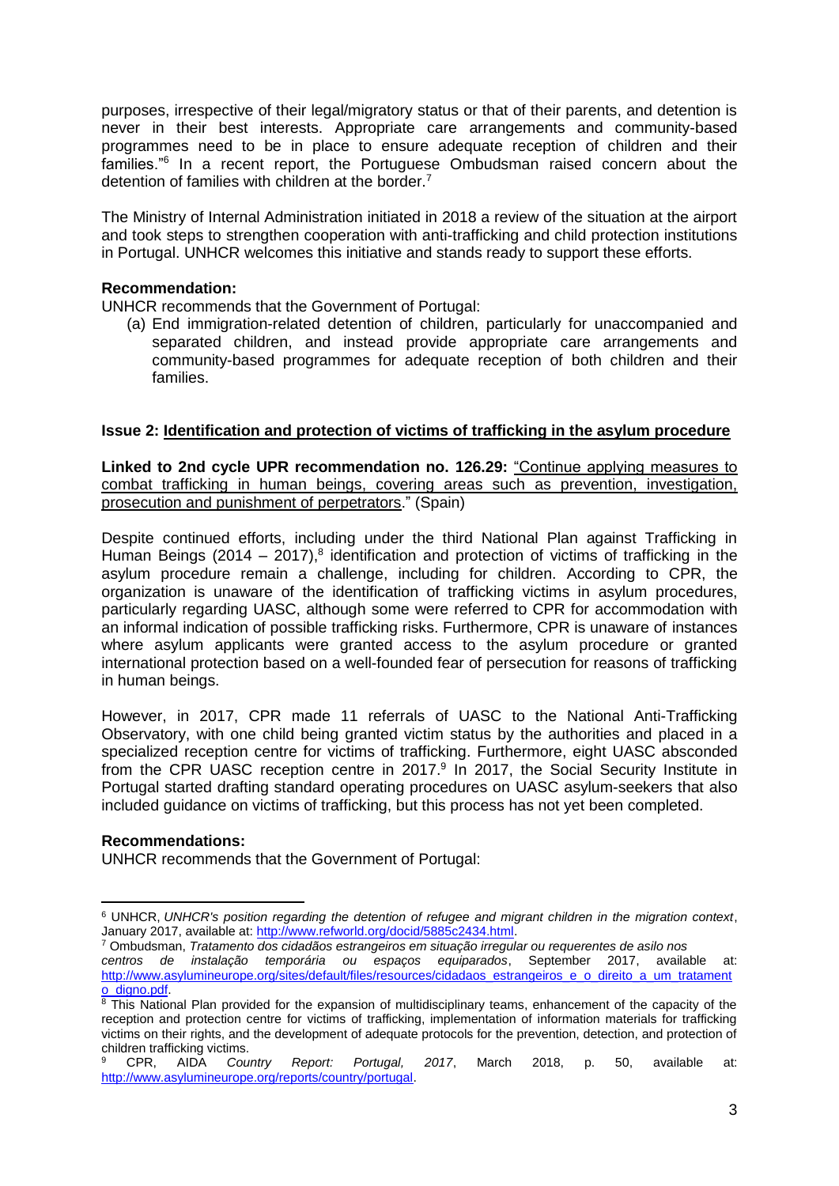purposes, irrespective of their legal/migratory status or that of their parents, and detention is never in their best interests. Appropriate care arrangements and community-based programmes need to be in place to ensure adequate reception of children and their families."[6] In a recent report, the Portuguese Ombudsman raised concern about the detention of families with children at the border.[7]

The Ministry of Internal Administration initiated in 2018 a review of the situation at the airport and took steps to strengthen cooperation with anti-trafficking and child protection institutions in Portugal. UNHCR welcomes this initiative and stands ready to support these efforts.

**Recommendation:**

UNHCR recommends that the Government of Portugal:

(a) End immigration-related detention of children, particularly for unaccompanied and separated children, and instead provide appropriate care arrangements and community-based programmes for adequate reception of both children and their families.

## Issue 2: Identification and protection of victims of trafficking in the asylum procedure

**Linked to 2nd cycle UPR recommendation no. 126.29:** "Continue applying measures to combat trafficking in human beings, covering areas such as prevention, investigation, prosecution and punishment of perpetrators." (Spain)

Despite continued efforts, including under the third National Plan against Trafficking in Human Beings (2014 – 2017),[8] identification and protection of victims of trafficking in the asylum procedure remain a challenge, including for children. According to CPR, the organization is unaware of the identification of trafficking victims in asylum procedures, particularly regarding UASC, although some were referred to CPR for accommodation with an informal indication of possible trafficking risks. Furthermore, CPR is unaware of instances where asylum applicants were granted access to the asylum procedure or granted international protection based on a well-founded fear of persecution for reasons of trafficking in human beings.

However, in 2017, CPR made 11 referrals of UASC to the National Anti-Trafficking Observatory, with one child being granted victim status by the authorities and placed in a specialized reception centre for victims of trafficking. Furthermore, eight UASC absconded from the CPR UASC reception centre in 2017.[9] In 2017, the Social Security Institute in Portugal started drafting standard operating procedures on UASC asylum-seekers that also included guidance on victims of trafficking, but this process has not yet been completed.

**Recommendations:**

UNHCR recommends that the Government of Portugal:

---

[6] UNHCR, *UNHCR's position regarding the detention of refugee and migrant children in the migration context*, January 2017, available at: http://www.refworld.org/docid/5885c2434.html.

[7] Ombudsman, *Tratamento dos cidadãos estrangeiros em situação irregular ou requerentes de asilo nos centros de instalação temporária ou espaços equiparados*, September 2017, available at: http://www.asylumineurope.org/sites/default/files/resources/cidadaos_estrangeiros_e_o_direito_a_um_tratamento_digno.pdf.

[8] This National Plan provided for the expansion of multidisciplinary teams, enhancement of the capacity of the reception and protection centre for victims of trafficking, implementation of information materials for trafficking victims on their rights, and the development of adequate protocols for the prevention, detection, and protection of children trafficking victims.

[9] CPR, AIDA *Country Report: Portugal, 2017*, March 2018, p. 50, available at: http://www.asylumineurope.org/reports/country/portugal.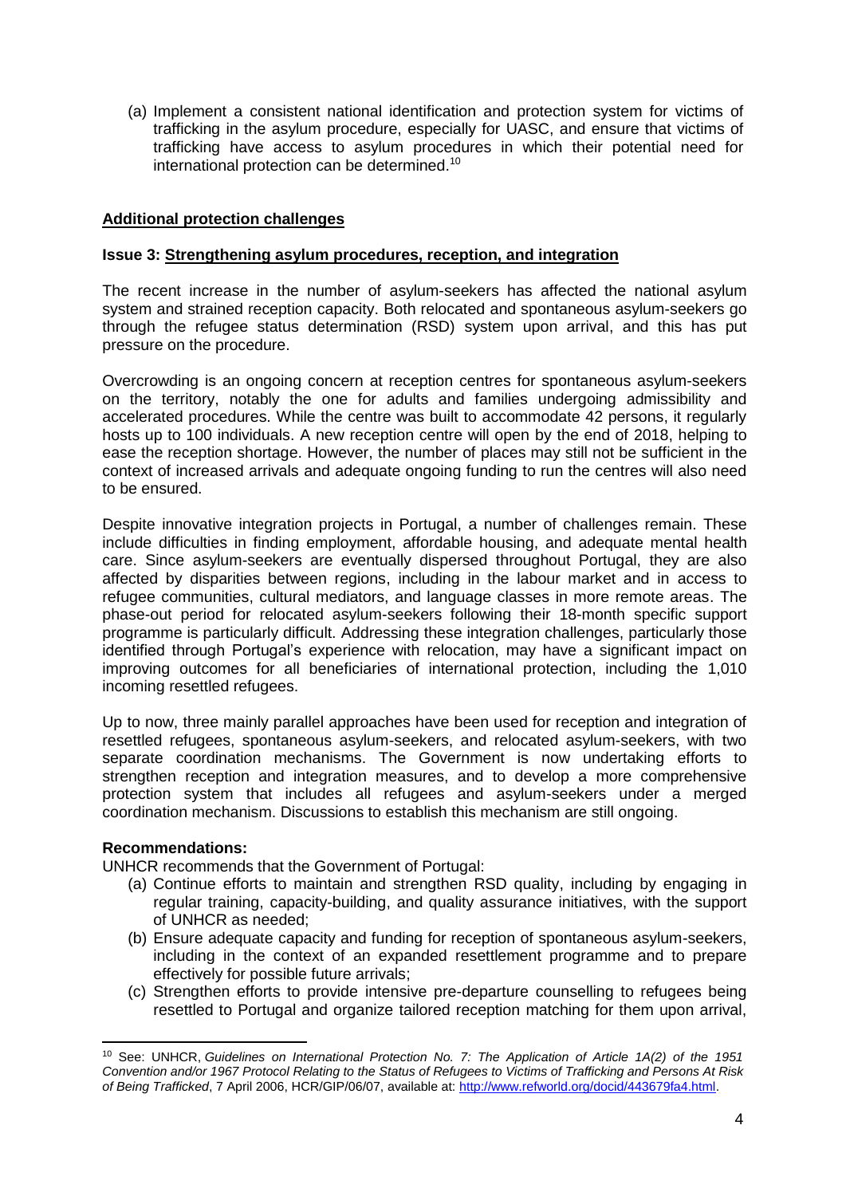(a) Implement a consistent national identification and protection system for victims of trafficking in the asylum procedure, especially for UASC, and ensure that victims of trafficking have access to asylum procedures in which their potential need for international protection can be determined.[10]

## **Additional protection challenges**

### **Issue 3: Strengthening asylum procedures, reception, and integration**

The recent increase in the number of asylum-seekers has affected the national asylum system and strained reception capacity. Both relocated and spontaneous asylum-seekers go through the refugee status determination (RSD) system upon arrival, and this has put pressure on the procedure.

Overcrowding is an ongoing concern at reception centres for spontaneous asylum-seekers on the territory, notably the one for adults and families undergoing admissibility and accelerated procedures. While the centre was built to accommodate 42 persons, it regularly hosts up to 100 individuals. A new reception centre will open by the end of 2018, helping to ease the reception shortage. However, the number of places may still not be sufficient in the context of increased arrivals and adequate ongoing funding to run the centres will also need to be ensured.

Despite innovative integration projects in Portugal, a number of challenges remain. These include difficulties in finding employment, affordable housing, and adequate mental health care. Since asylum-seekers are eventually dispersed throughout Portugal, they are also affected by disparities between regions, including in the labour market and in access to refugee communities, cultural mediators, and language classes in more remote areas. The phase-out period for relocated asylum-seekers following their 18-month specific support programme is particularly difficult. Addressing these integration challenges, particularly those identified through Portugal's experience with relocation, may have a significant impact on improving outcomes for all beneficiaries of international protection, including the 1,010 incoming resettled refugees.

Up to now, three mainly parallel approaches have been used for reception and integration of resettled refugees, spontaneous asylum-seekers, and relocated asylum-seekers, with two separate coordination mechanisms. The Government is now undertaking efforts to strengthen reception and integration measures, and to develop a more comprehensive protection system that includes all refugees and asylum-seekers under a merged coordination mechanism. Discussions to establish this mechanism are still ongoing.

**Recommendations:**

UNHCR recommends that the Government of Portugal:

(a) Continue efforts to maintain and strengthen RSD quality, including by engaging in regular training, capacity-building, and quality assurance initiatives, with the support of UNHCR as needed;

(b) Ensure adequate capacity and funding for reception of spontaneous asylum-seekers, including in the context of an expanded resettlement programme and to prepare effectively for possible future arrivals;

(c) Strengthen efforts to provide intensive pre-departure counselling to refugees being resettled to Portugal and organize tailored reception matching for them upon arrival,

---

[10] See: UNHCR, *Guidelines on International Protection No. 7: The Application of Article 1A(2) of the 1951 Convention and/or 1967 Protocol Relating to the Status of Refugees to Victims of Trafficking and Persons At Risk of Being Trafficked*, 7 April 2006, HCR/GIP/06/07, available at: http://www.refworld.org/docid/443679fa4.html.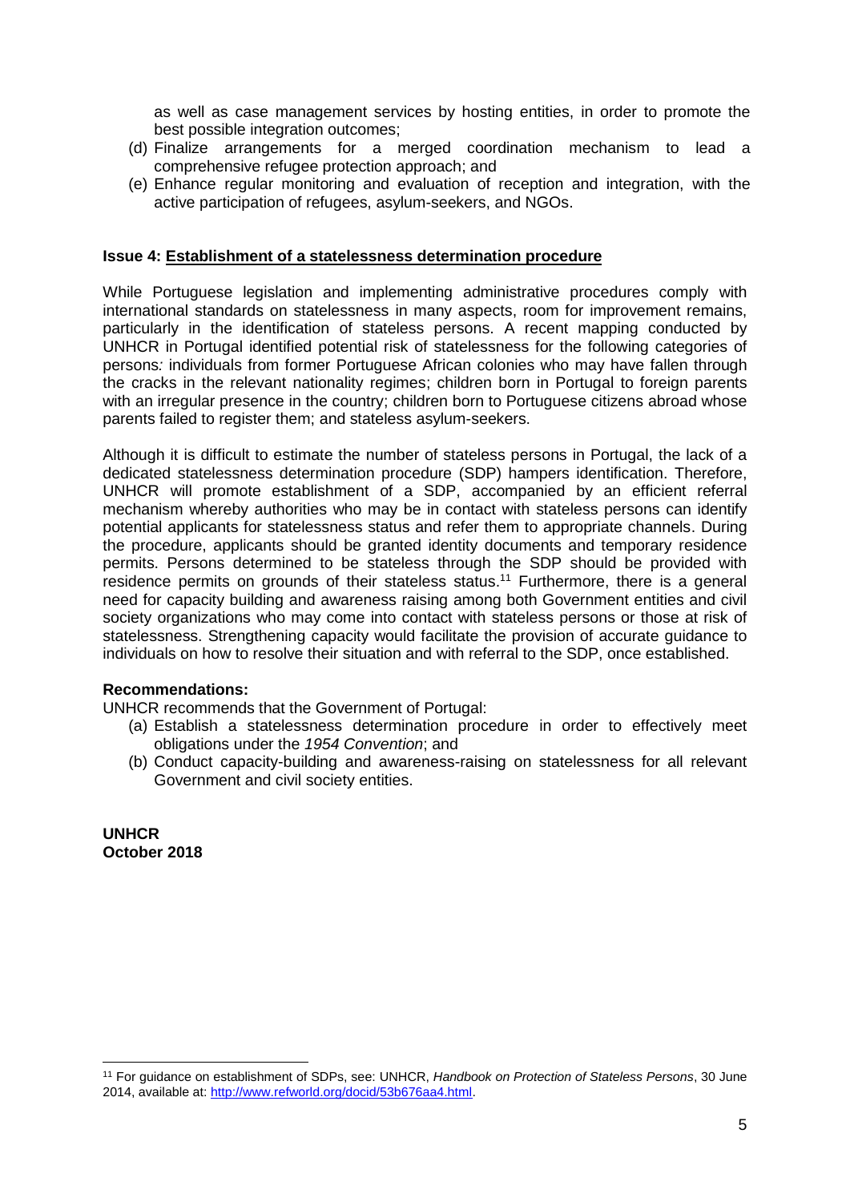as well as case management services by hosting entities, in order to promote the best possible integration outcomes;

(d) Finalize arrangements for a merged coordination mechanism to lead a comprehensive refugee protection approach; and

(e) Enhance regular monitoring and evaluation of reception and integration, with the active participation of refugees, asylum-seekers, and NGOs.

**Issue 4: <u>Establishment of a statelessness determination procedure</u>**

While Portuguese legislation and implementing administrative procedures comply with international standards on statelessness in many aspects, room for improvement remains, particularly in the identification of stateless persons. A recent mapping conducted by UNHCR in Portugal identified potential risk of statelessness for the following categories of persons*:* individuals from former Portuguese African colonies who may have fallen through the cracks in the relevant nationality regimes; children born in Portugal to foreign parents with an irregular presence in the country; children born to Portuguese citizens abroad whose parents failed to register them; and stateless asylum-seekers.

Although it is difficult to estimate the number of stateless persons in Portugal, the lack of a dedicated statelessness determination procedure (SDP) hampers identification. Therefore, UNHCR will promote establishment of a SDP, accompanied by an efficient referral mechanism whereby authorities who may be in contact with stateless persons can identify potential applicants for statelessness status and refer them to appropriate channels. During the procedure, applicants should be granted identity documents and temporary residence permits. Persons determined to be stateless through the SDP should be provided with residence permits on grounds of their stateless status.[11] Furthermore, there is a general need for capacity building and awareness raising among both Government entities and civil society organizations who may come into contact with stateless persons or those at risk of statelessness. Strengthening capacity would facilitate the provision of accurate guidance to individuals on how to resolve their situation and with referral to the SDP, once established.

**Recommendations:**

UNHCR recommends that the Government of Portugal:

(a) Establish a statelessness determination procedure in order to effectively meet obligations under the *1954 Convention*; and

(b) Conduct capacity-building and awareness-raising on statelessness for all relevant Government and civil society entities.

**UNHCR**
**October 2018**

---

[11] For guidance on establishment of SDPs, see: UNHCR, *Handbook on Protection of Stateless Persons*, 30 June 2014, available at: http://www.refworld.org/docid/53b676aa4.html.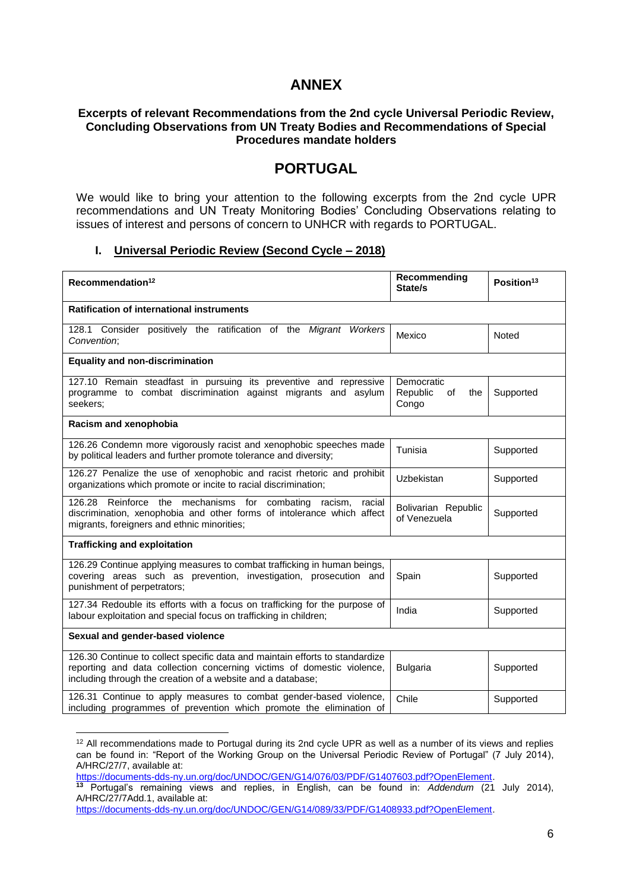# ANNEX

**Excerpts of relevant Recommendations from the 2nd cycle Universal Periodic Review, Concluding Observations from UN Treaty Bodies and Recommendations of Special Procedures mandate holders**

# PORTUGAL

We would like to bring your attention to the following excerpts from the 2nd cycle UPR recommendations and UN Treaty Monitoring Bodies' Concluding Observations relating to issues of interest and persons of concern to UNHCR with regards to PORTUGAL.

## I. Universal Periodic Review (Second Cycle – 2018)

| Recommendation[12] | Recommending State/s | Position[13] |
|---|---|---|
| **Ratification of international instruments** | | |
| 128.1 Consider positively the ratification of the *Migrant Workers Convention*; | Mexico | Noted |
| **Equality and non-discrimination** | | |
| 127.10 Remain steadfast in pursuing its preventive and repressive programme to combat discrimination against migrants and asylum seekers; | Democratic Republic of the Congo | Supported |
| **Racism and xenophobia** | | |
| 126.26 Condemn more vigorously racist and xenophobic speeches made by political leaders and further promote tolerance and diversity; | Tunisia | Supported |
| 126.27 Penalize the use of xenophobic and racist rhetoric and prohibit organizations which promote or incite to racial discrimination; | Uzbekistan | Supported |
| 126.28 Reinforce the mechanisms for combating racism, racial discrimination, xenophobia and other forms of intolerance which affect migrants, foreigners and ethnic minorities; | Bolivarian Republic of Venezuela | Supported |
| **Trafficking and exploitation** | | |
| 126.29 Continue applying measures to combat trafficking in human beings, covering areas such as prevention, investigation, prosecution and punishment of perpetrators; | Spain | Supported |
| 127.34 Redouble its efforts with a focus on trafficking for the purpose of labour exploitation and special focus on trafficking in children; | India | Supported |
| **Sexual and gender-based violence** | | |
| 126.30 Continue to collect specific data and maintain efforts to standardize reporting and data collection concerning victims of domestic violence, including through the creation of a website and a database; | Bulgaria | Supported |
| 126.31 Continue to apply measures to combat gender-based violence, including programmes of prevention which promote the elimination of | Chile | Supported |

[12] All recommendations made to Portugal during its 2nd cycle UPR as well as a number of its views and replies can be found in: "Report of the Working Group on the Universal Periodic Review of Portugal" (7 July 2014), A/HRC/27/7, available at: https://documents-dds-ny.un.org/doc/UNDOC/GEN/G14/076/03/PDF/G1407603.pdf?OpenElement.

[13] Portugal's remaining views and replies, in English, can be found in: *Addendum* (21 July 2014), A/HRC/27/7Add.1, available at: https://documents-dds-ny.un.org/doc/UNDOC/GEN/G14/089/33/PDF/G1408933.pdf?OpenElement.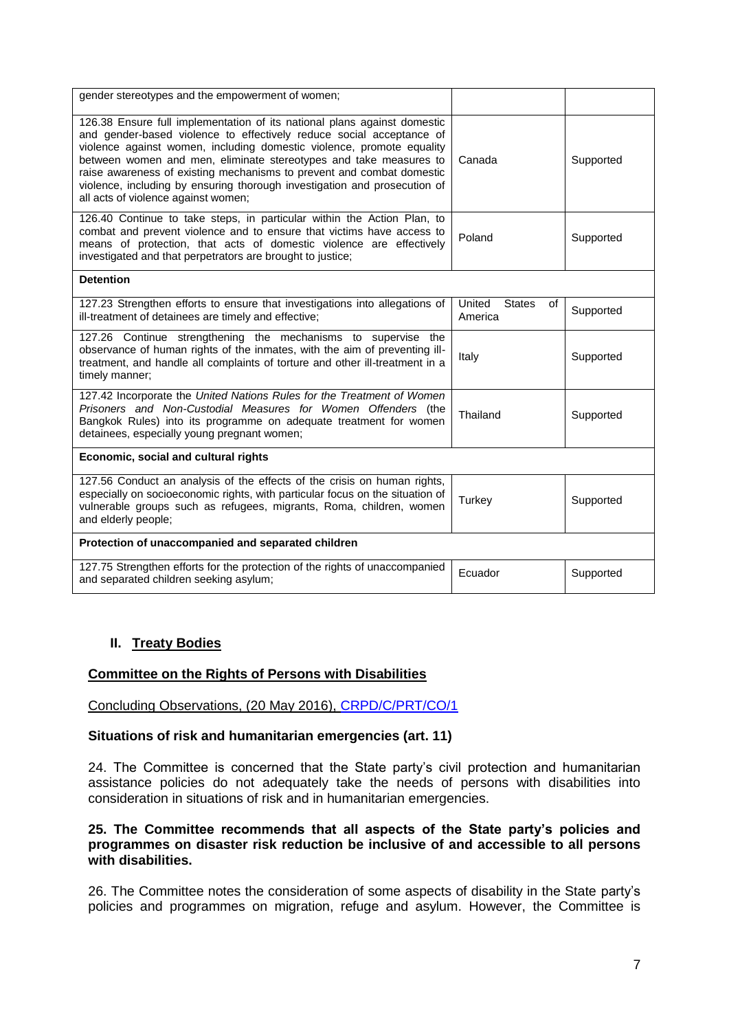| | | |
|---|---|---|
| gender stereotypes and the empowerment of women; | | |
| 126.38 Ensure full implementation of its national plans against domestic and gender-based violence to effectively reduce social acceptance of violence against women, including domestic violence, promote equality between women and men, eliminate stereotypes and take measures to raise awareness of existing mechanisms to prevent and combat domestic violence, including by ensuring thorough investigation and prosecution of all acts of violence against women; | Canada | Supported |
| 126.40 Continue to take steps, in particular within the Action Plan, to combat and prevent violence and to ensure that victims have access to means of protection, that acts of domestic violence are effectively investigated and that perpetrators are brought to justice; | Poland | Supported |
| **Detention** | | |
| 127.23 Strengthen efforts to ensure that investigations into allegations of ill-treatment of detainees are timely and effective; | United States of America | Supported |
| 127.26 Continue strengthening the mechanisms to supervise the observance of human rights of the inmates, with the aim of preventing ill-treatment, and handle all complaints of torture and other ill-treatment in a timely manner; | Italy | Supported |
| 127.42 Incorporate the *United Nations Rules for the Treatment of Women Prisoners and Non-Custodial Measures for Women Offenders* (the Bangkok Rules) into its programme on adequate treatment for women detainees, especially young pregnant women; | Thailand | Supported |
| **Economic, social and cultural rights** | | |
| 127.56 Conduct an analysis of the effects of the crisis on human rights, especially on socioeconomic rights, with particular focus on the situation of vulnerable groups such as refugees, migrants, Roma, children, women and elderly people; | Turkey | Supported |
| **Protection of unaccompanied and separated children** | | |
| 127.75 Strengthen efforts for the protection of the rights of unaccompanied and separated children seeking asylum; | Ecuador | Supported |

## II. Treaty Bodies

### Committee on the Rights of Persons with Disabilities

Concluding Observations, (20 May 2016), CRPD/C/PRT/CO/1

#### Situations of risk and humanitarian emergencies (art. 11)

24. The Committee is concerned that the State party's civil protection and humanitarian assistance policies do not adequately take the needs of persons with disabilities into consideration in situations of risk and in humanitarian emergencies.

**25. The Committee recommends that all aspects of the State party's policies and programmes on disaster risk reduction be inclusive of and accessible to all persons with disabilities.**

26. The Committee notes the consideration of some aspects of disability in the State party's policies and programmes on migration, refuge and asylum. However, the Committee is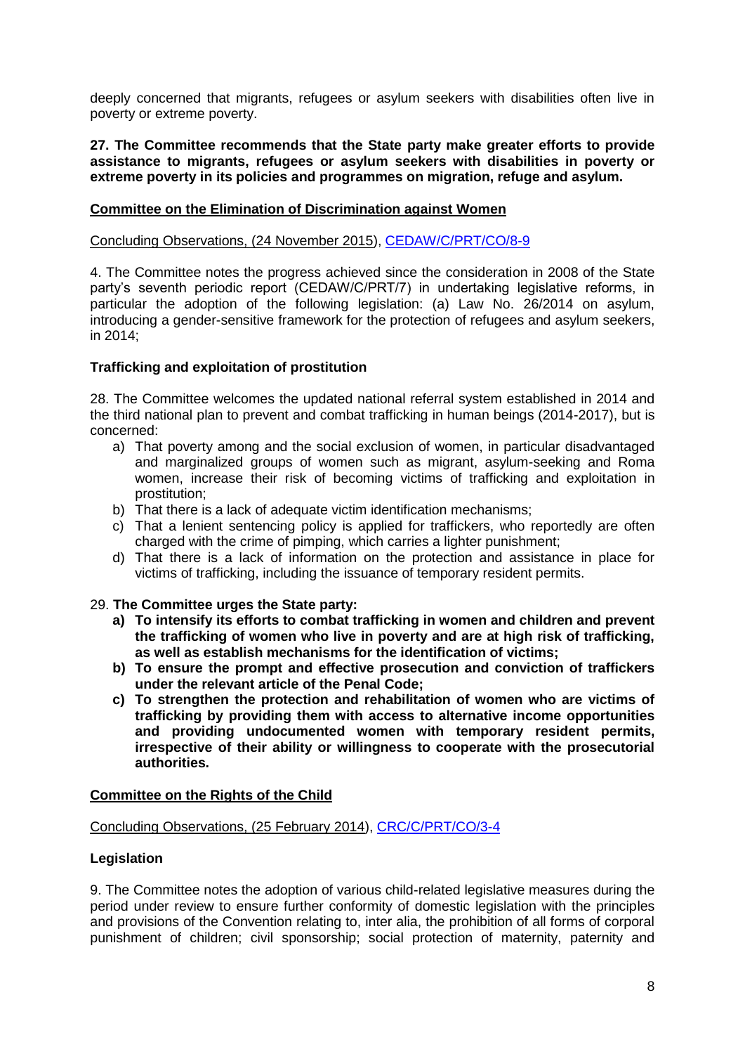deeply concerned that migrants, refugees or asylum seekers with disabilities often live in poverty or extreme poverty.

**27. The Committee recommends that the State party make greater efforts to provide assistance to migrants, refugees or asylum seekers with disabilities in poverty or extreme poverty in its policies and programmes on migration, refuge and asylum.**

**Committee on the Elimination of Discrimination against Women**

Concluding Observations, (24 November 2015), CEDAW/C/PRT/CO/8-9

4. The Committee notes the progress achieved since the consideration in 2008 of the State party's seventh periodic report (CEDAW/C/PRT/7) in undertaking legislative reforms, in particular the adoption of the following legislation: (a) Law No. 26/2014 on asylum, introducing a gender-sensitive framework for the protection of refugees and asylum seekers, in 2014;

**Trafficking and exploitation of prostitution**

28. The Committee welcomes the updated national referral system established in 2014 and the third national plan to prevent and combat trafficking in human beings (2014-2017), but is concerned:

a) That poverty among and the social exclusion of women, in particular disadvantaged and marginalized groups of women such as migrant, asylum-seeking and Roma women, increase their risk of becoming victims of trafficking and exploitation in prostitution;
b) That there is a lack of adequate victim identification mechanisms;
c) That a lenient sentencing policy is applied for traffickers, who reportedly are often charged with the crime of pimping, which carries a lighter punishment;
d) That there is a lack of information on the protection and assistance in place for victims of trafficking, including the issuance of temporary resident permits.

29. **The Committee urges the State party:**

**a) To intensify its efforts to combat trafficking in women and children and prevent the trafficking of women who live in poverty and are at high risk of trafficking, as well as establish mechanisms for the identification of victims;**
**b) To ensure the prompt and effective prosecution and conviction of traffickers under the relevant article of the Penal Code;**
**c) To strengthen the protection and rehabilitation of women who are victims of trafficking by providing them with access to alternative income opportunities and providing undocumented women with temporary resident permits, irrespective of their ability or willingness to cooperate with the prosecutorial authorities.**

**Committee on the Rights of the Child**

Concluding Observations, (25 February 2014), CRC/C/PRT/CO/3-4

**Legislation**

9. The Committee notes the adoption of various child-related legislative measures during the period under review to ensure further conformity of domestic legislation with the principles and provisions of the Convention relating to, inter alia, the prohibition of all forms of corporal punishment of children; civil sponsorship; social protection of maternity, paternity and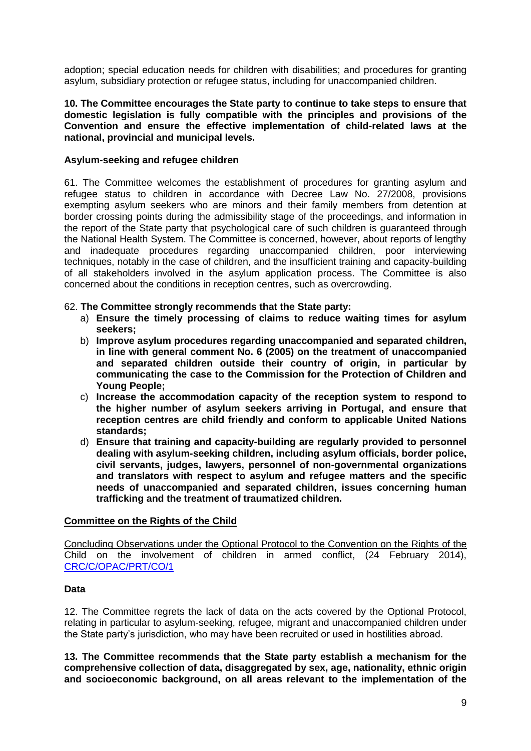adoption; special education needs for children with disabilities; and procedures for granting asylum, subsidiary protection or refugee status, including for unaccompanied children.

**10. The Committee encourages the State party to continue to take steps to ensure that domestic legislation is fully compatible with the principles and provisions of the Convention and ensure the effective implementation of child-related laws at the national, provincial and municipal levels.**

**Asylum-seeking and refugee children**

61. The Committee welcomes the establishment of procedures for granting asylum and refugee status to children in accordance with Decree Law No. 27/2008, provisions exempting asylum seekers who are minors and their family members from detention at border crossing points during the admissibility stage of the proceedings, and information in the report of the State party that psychological care of such children is guaranteed through the National Health System. The Committee is concerned, however, about reports of lengthy and inadequate procedures regarding unaccompanied children, poor interviewing techniques, notably in the case of children, and the insufficient training and capacity-building of all stakeholders involved in the asylum application process. The Committee is also concerned about the conditions in reception centres, such as overcrowding.

62. **The Committee strongly recommends that the State party:**

a) **Ensure the timely processing of claims to reduce waiting times for asylum seekers;**
b) **Improve asylum procedures regarding unaccompanied and separated children, in line with general comment No. 6 (2005) on the treatment of unaccompanied and separated children outside their country of origin, in particular by communicating the case to the Commission for the Protection of Children and Young People;**
c) **Increase the accommodation capacity of the reception system to respond to the higher number of asylum seekers arriving in Portugal, and ensure that reception centres are child friendly and conform to applicable United Nations standards;**
d) **Ensure that training and capacity-building are regularly provided to personnel dealing with asylum-seeking children, including asylum officials, border police, civil servants, judges, lawyers, personnel of non-governmental organizations and translators with respect to asylum and refugee matters and the specific needs of unaccompanied and separated children, issues concerning human trafficking and the treatment of traumatized children.**

**Committee on the Rights of the Child**

Concluding Observations under the Optional Protocol to the Convention on the Rights of the Child on the involvement of children in armed conflict, (24 February 2014), CRC/C/OPAC/PRT/CO/1

**Data**

12. The Committee regrets the lack of data on the acts covered by the Optional Protocol, relating in particular to asylum-seeking, refugee, migrant and unaccompanied children under the State party's jurisdiction, who may have been recruited or used in hostilities abroad.

**13. The Committee recommends that the State party establish a mechanism for the comprehensive collection of data, disaggregated by sex, age, nationality, ethnic origin and socioeconomic background, on all areas relevant to the implementation of the**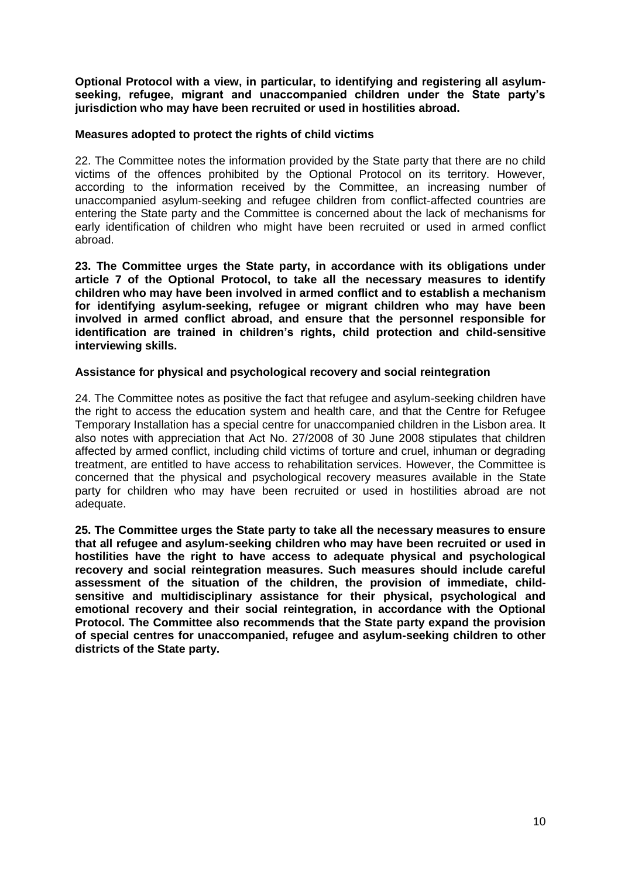**Optional Protocol with a view, in particular, to identifying and registering all asylum-seeking, refugee, migrant and unaccompanied children under the State party's jurisdiction who may have been recruited or used in hostilities abroad.**

### Measures adopted to protect the rights of child victims

22. The Committee notes the information provided by the State party that there are no child victims of the offences prohibited by the Optional Protocol on its territory. However, according to the information received by the Committee, an increasing number of unaccompanied asylum-seeking and refugee children from conflict-affected countries are entering the State party and the Committee is concerned about the lack of mechanisms for early identification of children who might have been recruited or used in armed conflict abroad.

**23. The Committee urges the State party, in accordance with its obligations under article 7 of the Optional Protocol, to take all the necessary measures to identify children who may have been involved in armed conflict and to establish a mechanism for identifying asylum-seeking, refugee or migrant children who may have been involved in armed conflict abroad, and ensure that the personnel responsible for identification are trained in children's rights, child protection and child-sensitive interviewing skills.**

### Assistance for physical and psychological recovery and social reintegration

24. The Committee notes as positive the fact that refugee and asylum-seeking children have the right to access the education system and health care, and that the Centre for Refugee Temporary Installation has a special centre for unaccompanied children in the Lisbon area. It also notes with appreciation that Act No. 27/2008 of 30 June 2008 stipulates that children affected by armed conflict, including child victims of torture and cruel, inhuman or degrading treatment, are entitled to have access to rehabilitation services. However, the Committee is concerned that the physical and psychological recovery measures available in the State party for children who may have been recruited or used in hostilities abroad are not adequate.

**25. The Committee urges the State party to take all the necessary measures to ensure that all refugee and asylum-seeking children who may have been recruited or used in hostilities have the right to have access to adequate physical and psychological recovery and social reintegration measures. Such measures should include careful assessment of the situation of the children, the provision of immediate, child-sensitive and multidisciplinary assistance for their physical, psychological and emotional recovery and their social reintegration, in accordance with the Optional Protocol. The Committee also recommends that the State party expand the provision of special centres for unaccompanied, refugee and asylum-seeking children to other districts of the State party.**